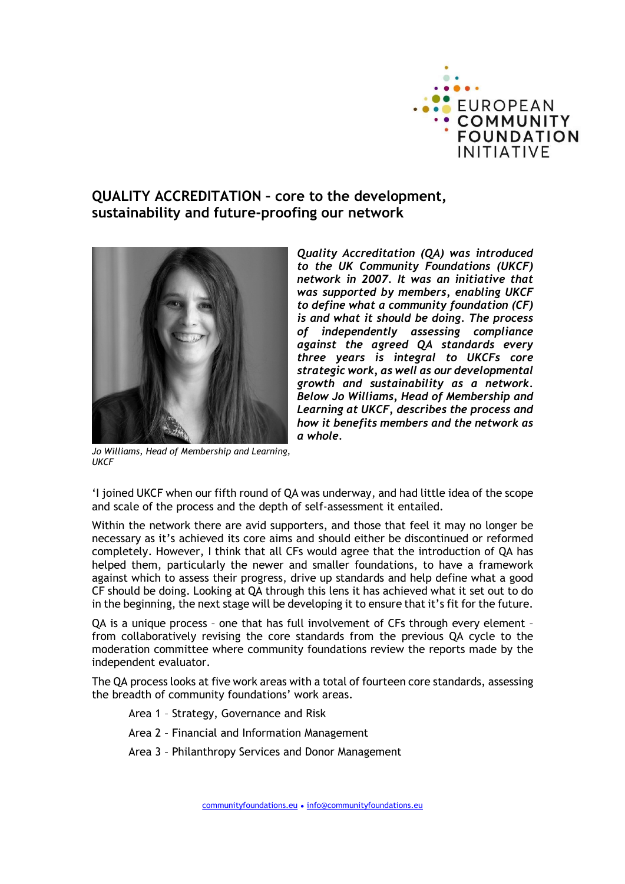## QUALITY ACCREDITATION – core to the development, sustainability and future-proofing our network

***Quality Accreditation (QA) was introduced to the UK Community Foundations (UKCF) network in 2007. It was an initiative that was supported by members, enabling UKCF to define what a community foundation (CF) is and what it should be doing. The process of independently assessing compliance against the agreed QA standards every three years is integral to UKCFs core strategic work, as well as our developmental growth and sustainability as a network. Below Jo Williams, Head of Membership and Learning at UKCF, describes the process and how it benefits members and the network as a whole.***

*Jo Williams, Head of Membership and Learning, UKCF*

'I joined UKCF when our fifth round of QA was underway, and had little idea of the scope and scale of the process and the depth of self-assessment it entailed.

Within the network there are avid supporters, and those that feel it may no longer be necessary as it's achieved its core aims and should either be discontinued or reformed completely. However, I think that all CFs would agree that the introduction of QA has helped them, particularly the newer and smaller foundations, to have a framework against which to assess their progress, drive up standards and help define what a good CF should be doing. Looking at QA through this lens it has achieved what it set out to do in the beginning, the next stage will be developing it to ensure that it's fit for the future.

QA is a unique process – one that has full involvement of CFs through every element – from collaboratively revising the core standards from the previous QA cycle to the moderation committee where community foundations review the reports made by the independent evaluator.

The QA process looks at five work areas with a total of fourteen core standards, assessing the breadth of community foundations' work areas.

- Area 1 – Strategy, Governance and Risk
- Area 2 – Financial and Information Management
- Area 3 – Philanthropy Services and Donor Management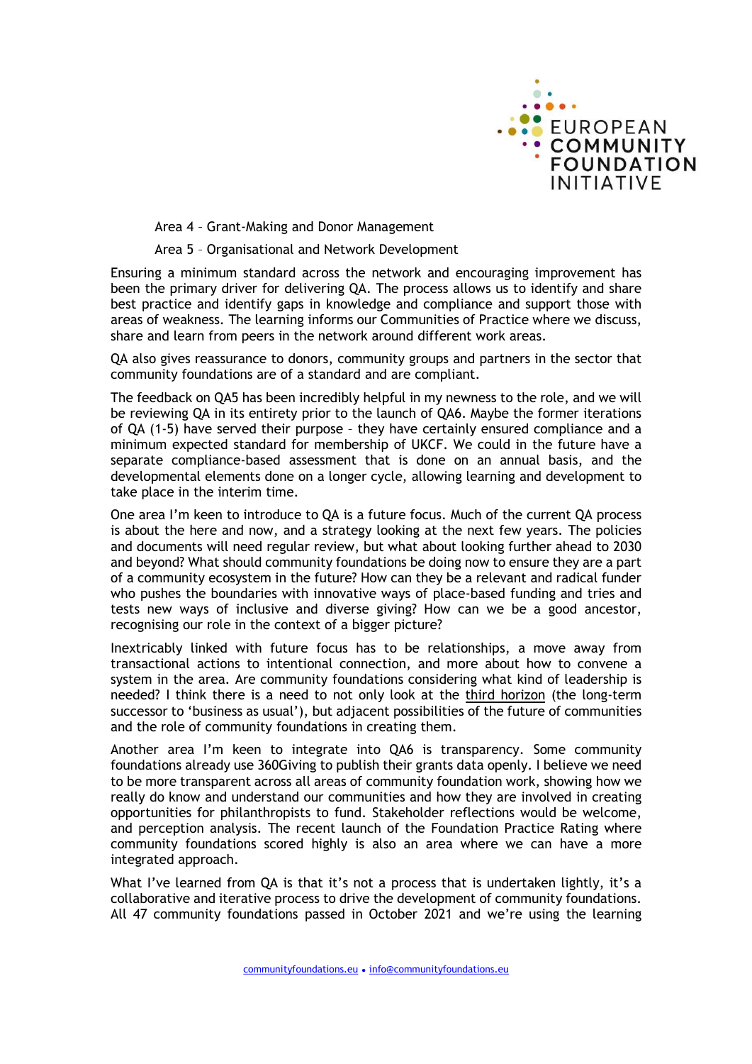Area 4 – Grant-Making and Donor Management

Area 5 – Organisational and Network Development

Ensuring a minimum standard across the network and encouraging improvement has been the primary driver for delivering QA. The process allows us to identify and share best practice and identify gaps in knowledge and compliance and support those with areas of weakness. The learning informs our Communities of Practice where we discuss, share and learn from peers in the network around different work areas.

QA also gives reassurance to donors, community groups and partners in the sector that community foundations are of a standard and are compliant.

The feedback on QA5 has been incredibly helpful in my newness to the role, and we will be reviewing QA in its entirety prior to the launch of QA6. Maybe the former iterations of QA (1-5) have served their purpose – they have certainly ensured compliance and a minimum expected standard for membership of UKCF. We could in the future have a separate compliance-based assessment that is done on an annual basis, and the developmental elements done on a longer cycle, allowing learning and development to take place in the interim time.

One area I'm keen to introduce to QA is a future focus. Much of the current QA process is about the here and now, and a strategy looking at the next few years. The policies and documents will need regular review, but what about looking further ahead to 2030 and beyond? What should community foundations be doing now to ensure they are a part of a community ecosystem in the future? How can they be a relevant and radical funder who pushes the boundaries with innovative ways of place-based funding and tries and tests new ways of inclusive and diverse giving? How can we be a good ancestor, recognising our role in the context of a bigger picture?

Inextricably linked with future focus has to be relationships, a move away from transactional actions to intentional connection, and more about how to convene a system in the area. Are community foundations considering what kind of leadership is needed? I think there is a need to not only look at the third horizon (the long-term successor to 'business as usual'), but adjacent possibilities of the future of communities and the role of community foundations in creating them.

Another area I'm keen to integrate into QA6 is transparency. Some community foundations already use 360Giving to publish their grants data openly. I believe we need to be more transparent across all areas of community foundation work, showing how we really do know and understand our communities and how they are involved in creating opportunities for philanthropists to fund. Stakeholder reflections would be welcome, and perception analysis. The recent launch of the Foundation Practice Rating where community foundations scored highly is also an area where we can have a more integrated approach.

What I've learned from QA is that it's not a process that is undertaken lightly, it's a collaborative and iterative process to drive the development of community foundations. All 47 community foundations passed in October 2021 and we're using the learning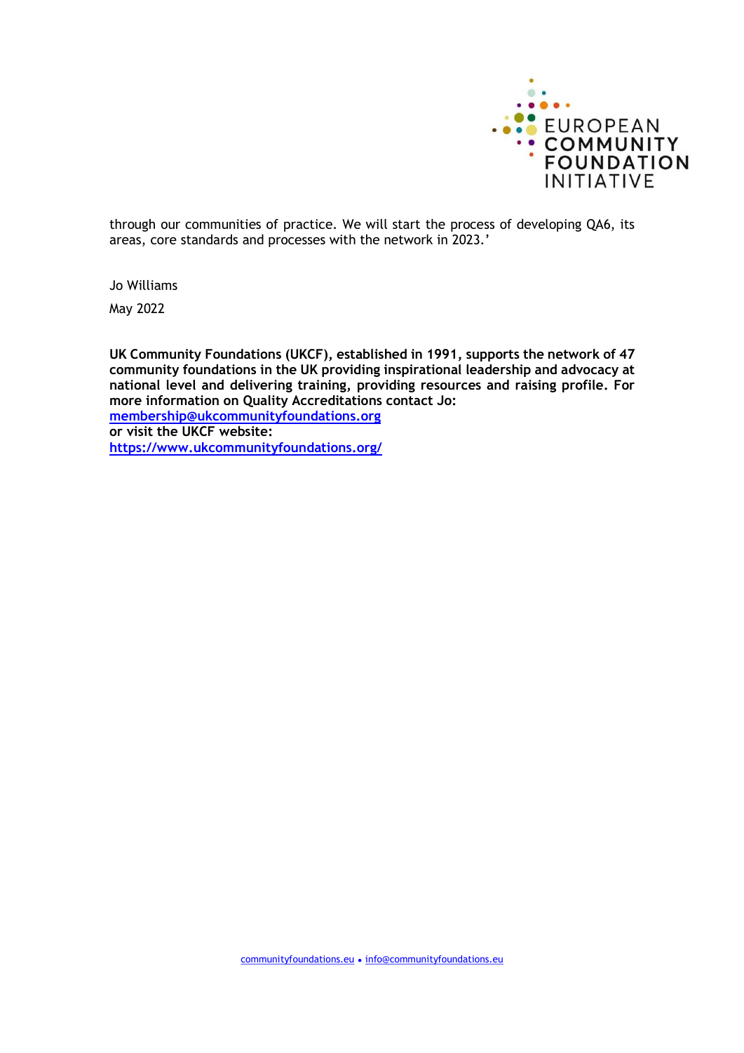through our communities of practice. We will start the process of developing QA6, its areas, core standards and processes with the network in 2023.'

Jo Williams

May 2022

**UK Community Foundations (UKCF), established in 1991, supports the network of 47 community foundations in the UK providing inspirational leadership and advocacy at national level and delivering training, providing resources and raising profile. For more information on Quality Accreditations contact Jo:**
**[membership@ukcommunityfoundations.org](mailto:membership@ukcommunityfoundations.org)**
**or visit the UKCF website:**
**[https://www.ukcommunityfoundations.org/](https://www.ukcommunityfoundations.org/)**